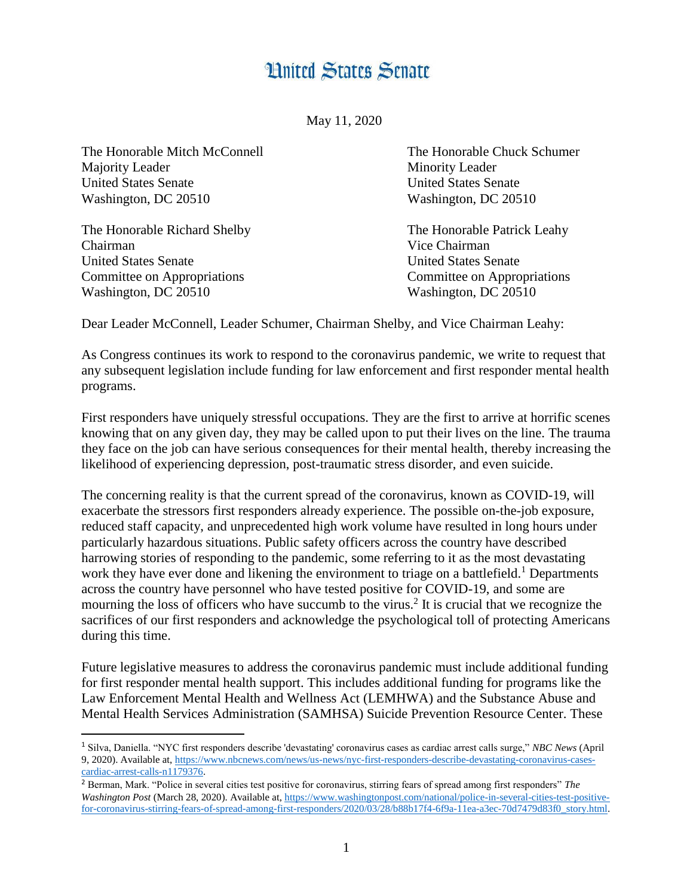# United States Senate

May 11, 2020

The Honorable Mitch McConnell
Majority Leader
United States Senate
Washington, DC 20510

The Honorable Chuck Schumer
Minority Leader
United States Senate
Washington, DC 20510

The Honorable Richard Shelby
Chairman
United States Senate
Committee on Appropriations
Washington, DC 20510

The Honorable Patrick Leahy
Vice Chairman
United States Senate
Committee on Appropriations
Washington, DC 20510

Dear Leader McConnell, Leader Schumer, Chairman Shelby, and Vice Chairman Leahy:

As Congress continues its work to respond to the coronavirus pandemic, we write to request that any subsequent legislation include funding for law enforcement and first responder mental health programs.

First responders have uniquely stressful occupations. They are the first to arrive at horrific scenes knowing that on any given day, they may be called upon to put their lives on the line. The trauma they face on the job can have serious consequences for their mental health, thereby increasing the likelihood of experiencing depression, post-traumatic stress disorder, and even suicide.

The concerning reality is that the current spread of the coronavirus, known as COVID-19, will exacerbate the stressors first responders already experience. The possible on-the-job exposure, reduced staff capacity, and unprecedented high work volume have resulted in long hours under particularly hazardous situations. Public safety officers across the country have described harrowing stories of responding to the pandemic, some referring to it as the most devastating work they have ever done and likening the environment to triage on a battlefield.[1] Departments across the country have personnel who have tested positive for COVID-19, and some are mourning the loss of officers who have succumb to the virus.[2] It is crucial that we recognize the sacrifices of our first responders and acknowledge the psychological toll of protecting Americans during this time.

Future legislative measures to address the coronavirus pandemic must include additional funding for first responder mental health support. This includes additional funding for programs like the Law Enforcement Mental Health and Wellness Act (LEMHWA) and the Substance Abuse and Mental Health Services Administration (SAMHSA) Suicide Prevention Resource Center. These

---

[1] Silva, Daniella. "NYC first responders describe 'devastating' coronavirus cases as cardiac arrest calls surge," *NBC News* (April 9, 2020). Available at, https://www.nbcnews.com/news/us-news/nyc-first-responders-describe-devastating-coronavirus-cases-cardiac-arrest-calls-n1179376.

[2] Berman, Mark. "Police in several cities test positive for coronavirus, stirring fears of spread among first responders" *The Washington Post* (March 28, 2020). Available at, https://www.washingtonpost.com/national/police-in-several-cities-test-positive-for-coronavirus-stirring-fears-of-spread-among-first-responders/2020/03/28/b88b17f4-6f9a-11ea-a3ec-70d7479d83f0_story.html.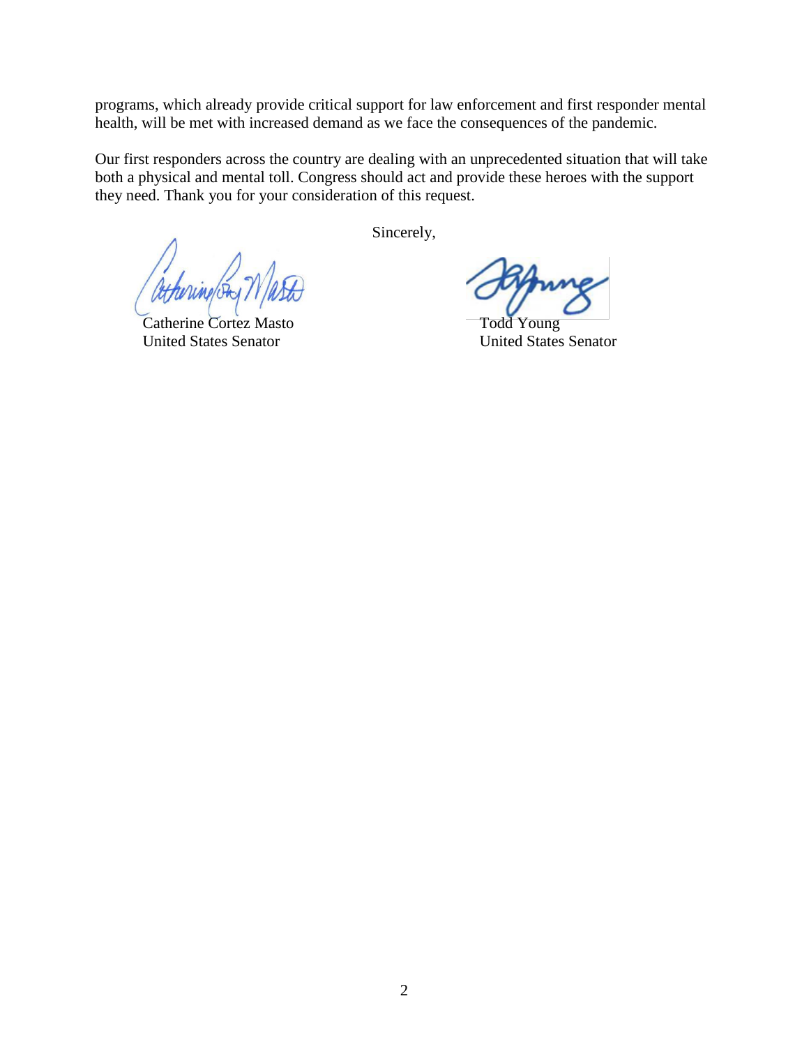programs, which already provide critical support for law enforcement and first responder mental health, will be met with increased demand as we face the consequences of the pandemic.

Our first responders across the country are dealing with an unprecedented situation that will take both a physical and mental toll. Congress should act and provide these heroes with the support they need. Thank you for your consideration of this request.

Sincerely,

Catherine Cortez Masto
United States Senator

Todd Young
United States Senator